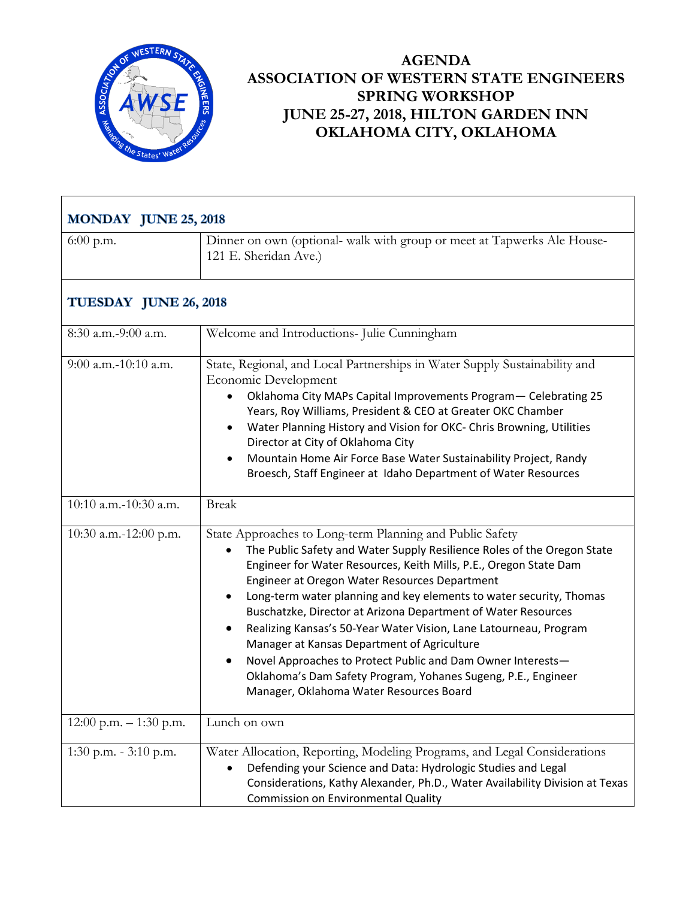# AGENDA
# ASSOCIATION OF WESTERN STATE ENGINEERS
# SPRING WORKSHOP
# JUNE 25-27, 2018, HILTON GARDEN INN
# OKLAHOMA CITY, OKLAHOMA

## MONDAY JUNE 25, 2018

| Time | Event |
|---|---|
| 6:00 p.m. | Dinner on own (optional- walk with group or meet at Tapwerks Ale House- 121 E. Sheridan Ave.) |

## TUESDAY JUNE 26, 2018

| Time | Event |
|---|---|
| 8:30 a.m.-9:00 a.m. | Welcome and Introductions- Julie Cunningham |
| 9:00 a.m.-10:10 a.m. | State, Regional, and Local Partnerships in Water Supply Sustainability and Economic Development<br>• Oklahoma City MAPs Capital Improvements Program— Celebrating 25 Years, Roy Williams, President & CEO at Greater OKC Chamber<br>• Water Planning History and Vision for OKC- Chris Browning, Utilities Director at City of Oklahoma City<br>• Mountain Home Air Force Base Water Sustainability Project, Randy Broesch, Staff Engineer at Idaho Department of Water Resources |
| 10:10 a.m.-10:30 a.m. | Break |
| 10:30 a.m.-12:00 p.m. | State Approaches to Long-term Planning and Public Safety<br>• The Public Safety and Water Supply Resilience Roles of the Oregon State Engineer for Water Resources, Keith Mills, P.E., Oregon State Dam Engineer at Oregon Water Resources Department<br>• Long-term water planning and key elements to water security, Thomas Buschatzke, Director at Arizona Department of Water Resources<br>• Realizing Kansas's 50-Year Water Vision, Lane Latourneau, Program Manager at Kansas Department of Agriculture<br>• Novel Approaches to Protect Public and Dam Owner Interests— Oklahoma's Dam Safety Program, Yohanes Sugeng, P.E., Engineer Manager, Oklahoma Water Resources Board |
| 12:00 p.m. – 1:30 p.m. | Lunch on own |
| 1:30 p.m. - 3:10 p.m. | Water Allocation, Reporting, Modeling Programs, and Legal Considerations<br>• Defending your Science and Data: Hydrologic Studies and Legal Considerations, Kathy Alexander, Ph.D., Water Availability Division at Texas Commission on Environmental Quality |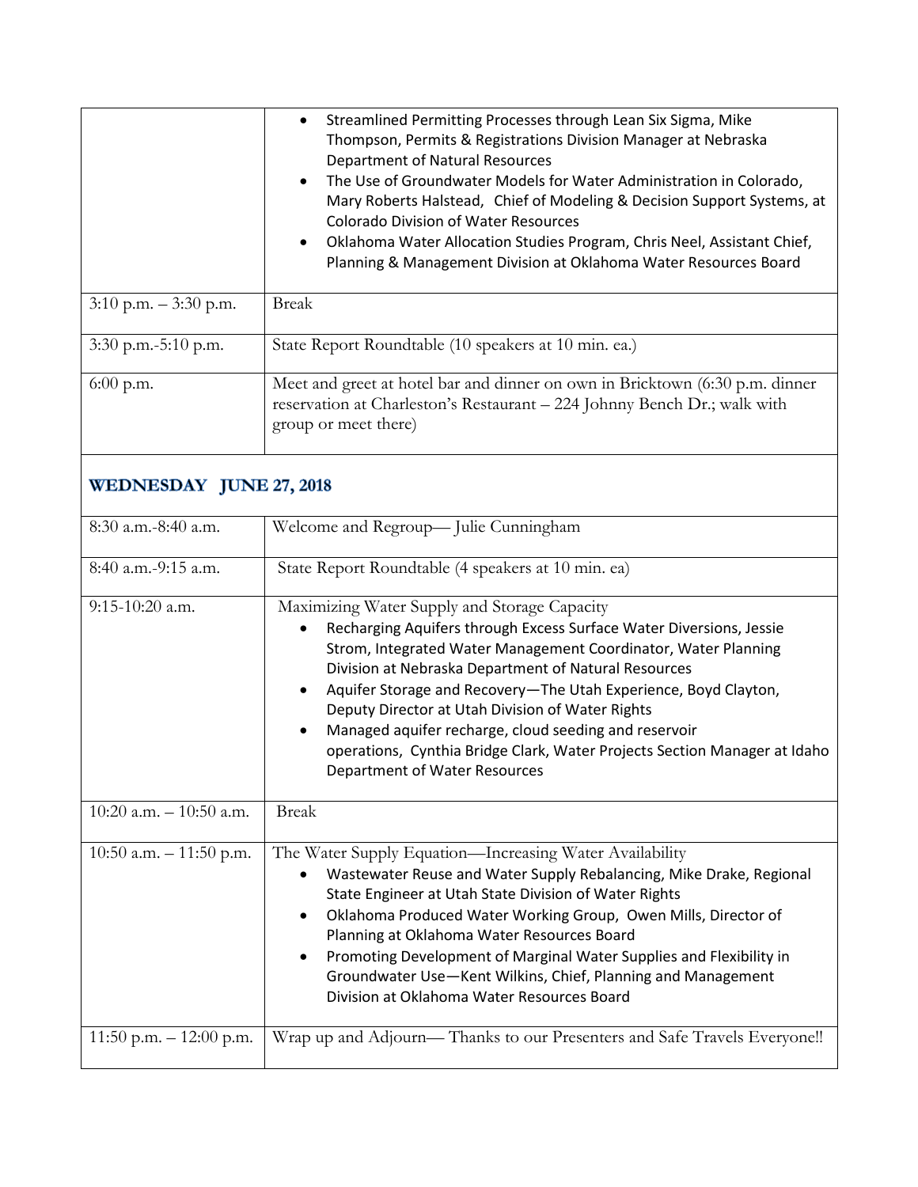| | |
|---|---|
| | • Streamlined Permitting Processes through Lean Six Sigma, Mike Thompson, Permits & Registrations Division Manager at Nebraska Department of Natural Resources<br>• The Use of Groundwater Models for Water Administration in Colorado, Mary Roberts Halstead, Chief of Modeling & Decision Support Systems, at Colorado Division of Water Resources<br>• Oklahoma Water Allocation Studies Program, Chris Neel, Assistant Chief, Planning & Management Division at Oklahoma Water Resources Board |
| 3:10 p.m. – 3:30 p.m. | Break |
| 3:30 p.m.-5:10 p.m. | State Report Roundtable (10 speakers at 10 min. ea.) |
| 6:00 p.m. | Meet and greet at hotel bar and dinner on own in Bricktown (6:30 p.m. dinner reservation at Charleston's Restaurant – 224 Johnny Bench Dr.; walk with group or meet there) |

## WEDNESDAY JUNE 27, 2018

| | |
|---|---|
| 8:30 a.m.-8:40 a.m. | Welcome and Regroup— Julie Cunningham |
| 8:40 a.m.-9:15 a.m. | State Report Roundtable (4 speakers at 10 min. ea) |
| 9:15-10:20 a.m. | Maximizing Water Supply and Storage Capacity<br>• Recharging Aquifers through Excess Surface Water Diversions, Jessie Strom, Integrated Water Management Coordinator, Water Planning Division at Nebraska Department of Natural Resources<br>• Aquifer Storage and Recovery—The Utah Experience, Boyd Clayton, Deputy Director at Utah Division of Water Rights<br>• Managed aquifer recharge, cloud seeding and reservoir operations, Cynthia Bridge Clark, Water Projects Section Manager at Idaho Department of Water Resources |
| 10:20 a.m. – 10:50 a.m. | Break |
| 10:50 a.m. – 11:50 p.m. | The Water Supply Equation—Increasing Water Availability<br>• Wastewater Reuse and Water Supply Rebalancing, Mike Drake, Regional State Engineer at Utah State Division of Water Rights<br>• Oklahoma Produced Water Working Group, Owen Mills, Director of Planning at Oklahoma Water Resources Board<br>• Promoting Development of Marginal Water Supplies and Flexibility in Groundwater Use—Kent Wilkins, Chief, Planning and Management Division at Oklahoma Water Resources Board |
| 11:50 p.m. – 12:00 p.m. | Wrap up and Adjourn— Thanks to our Presenters and Safe Travels Everyone!! |